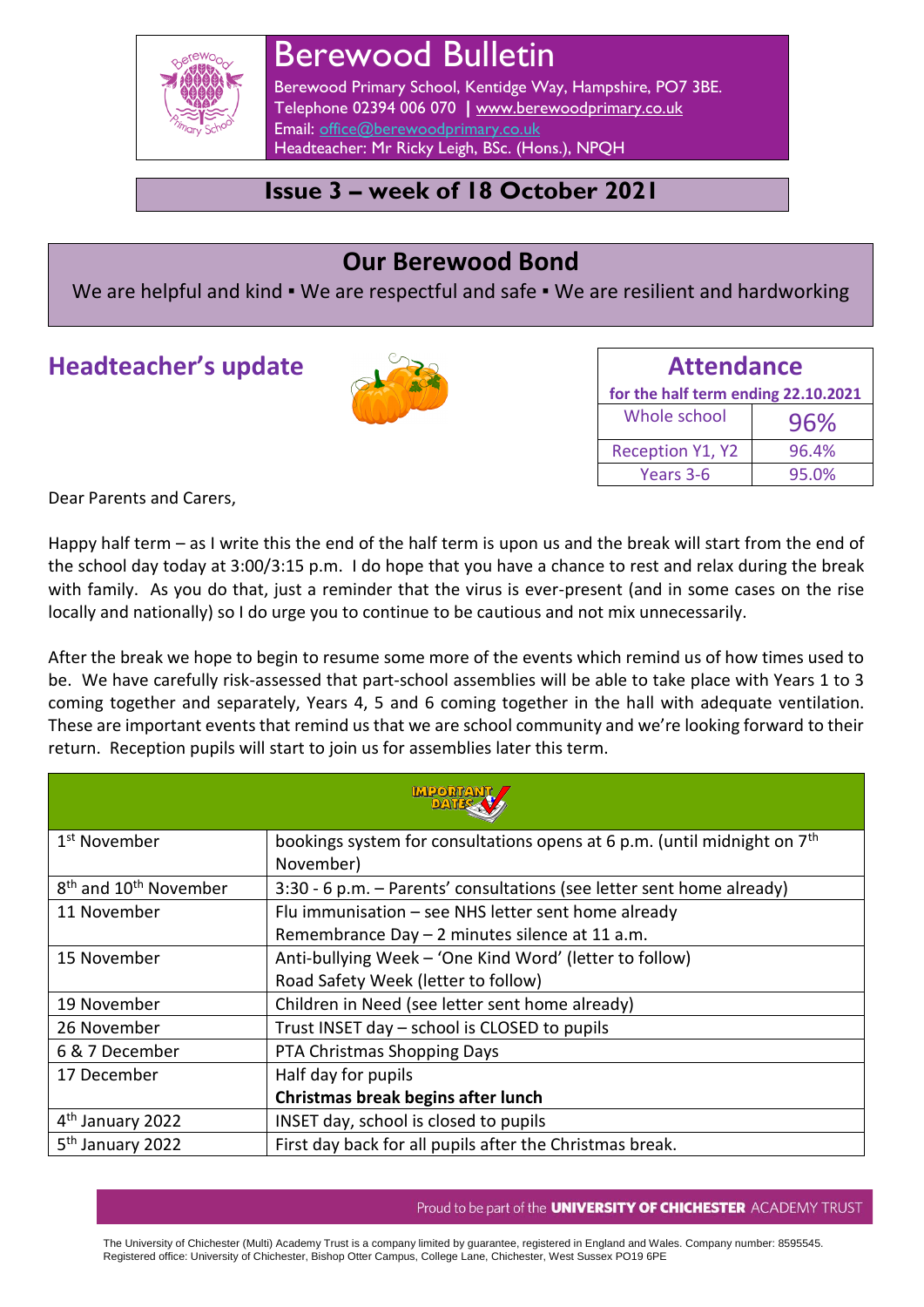# Berewood Bulletin

Berewood Primary School, Kentidge Way, Hampshire, PO7 3BE.
Telephone 02394 006 070 | www.berewoodprimary.co.uk
Email: office@berewoodprimary.co.uk
Headteacher: Mr Ricky Leigh, BSc. (Hons.), NPQH

## Issue 3 – week of 18 October 2021

## Our Berewood Bond

We are helpful and kind ▪ We are respectful and safe ▪ We are resilient and hardworking

## Headteacher's update

| Attendance for the half term ending 22.10.2021 | |
|---|---|
| Whole school | 96% |
| Reception Y1, Y2 | 96.4% |
| Years 3-6 | 95.0% |

Dear Parents and Carers,

Happy half term – as I write this the end of the half term is upon us and the break will start from the end of the school day today at 3:00/3:15 p.m. I do hope that you have a chance to rest and relax during the break with family. As you do that, just a reminder that the virus is ever-present (and in some cases on the rise locally and nationally) so I do urge you to continue to be cautious and not mix unnecessarily.

After the break we hope to begin to resume some more of the events which remind us of how times used to be. We have carefully risk-assessed that part-school assemblies will be able to take place with Years 1 to 3 coming together and separately, Years 4, 5 and 6 coming together in the hall with adequate ventilation. These are important events that remind us that we are school community and we're looking forward to their return. Reception pupils will start to join us for assemblies later this term.

| IMPORTANT DATES | |
|---|---|
| 1st November | bookings system for consultations opens at 6 p.m. (until midnight on 7th November) |
| 8th and 10th November | 3:30 - 6 p.m. – Parents' consultations (see letter sent home already) |
| 11 November | Flu immunisation – see NHS letter sent home already<br>Remembrance Day – 2 minutes silence at 11 a.m. |
| 15 November | Anti-bullying Week – 'One Kind Word' (letter to follow)<br>Road Safety Week (letter to follow) |
| 19 November | Children in Need (see letter sent home already) |
| 26 November | Trust INSET day – school is CLOSED to pupils |
| 6 & 7 December | PTA Christmas Shopping Days |
| 17 December | Half day for pupils<br>**Christmas break begins after lunch** |
| 4th January 2022 | INSET day, school is closed to pupils |
| 5th January 2022 | First day back for all pupils after the Christmas break. |

Proud to be part of the **UNIVERSITY OF CHICHESTER** ACADEMY TRUST

The University of Chichester (Multi) Academy Trust is a company limited by guarantee, registered in England and Wales. Company number: 8595545. Registered office: University of Chichester, Bishop Otter Campus, College Lane, Chichester, West Sussex PO19 6PE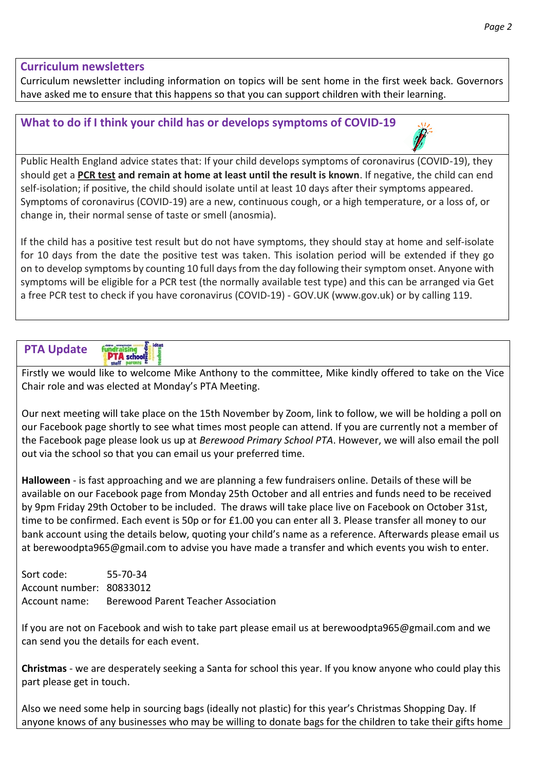## Curriculum newsletters

Curriculum newsletter including information on topics will be sent home in the first week back. Governors have asked me to ensure that this happens so that you can support children with their learning.

## What to do if I think your child has or develops symptoms of COVID-19

Public Health England advice states that: If your child develops symptoms of coronavirus (COVID-19), they should get a **PCR test and remain at home at least until the result is known**. If negative, the child can end self-isolation; if positive, the child should isolate until at least 10 days after their symptoms appeared. Symptoms of coronavirus (COVID-19) are a new, continuous cough, or a high temperature, or a loss of, or change in, their normal sense of taste or smell (anosmia).

If the child has a positive test result but do not have symptoms, they should stay at home and self-isolate for 10 days from the date the positive test was taken. This isolation period will be extended if they go on to develop symptoms by counting 10 full days from the day following their symptom onset. Anyone with symptoms will be eligible for a PCR test (the normally available test type) and this can be arranged via Get a free PCR test to check if you have coronavirus (COVID-19) - GOV.UK (www.gov.uk) or by calling 119.

## PTA Update

Firstly we would like to welcome Mike Anthony to the committee, Mike kindly offered to take on the Vice Chair role and was elected at Monday's PTA Meeting.

Our next meeting will take place on the 15th November by Zoom, link to follow, we will be holding a poll on our Facebook page shortly to see what times most people can attend. If you are currently not a member of the Facebook page please look us up at *Berewood Primary School PTA*. However, we will also email the poll out via the school so that you can email us your preferred time.

**Halloween** - is fast approaching and we are planning a few fundraisers online. Details of these will be available on our Facebook page from Monday 25th October and all entries and funds need to be received by 9pm Friday 29th October to be included. The draws will take place live on Facebook on October 31st, time to be confirmed. Each event is 50p or for £1.00 you can enter all 3. Please transfer all money to our bank account using the details below, quoting your child's name as a reference. Afterwards please email us at berewoodpta965@gmail.com to advise you have made a transfer and which events you wish to enter.

Sort code: 55-70-34
Account number: 80833012
Account name: Berewood Parent Teacher Association

If you are not on Facebook and wish to take part please email us at berewoodpta965@gmail.com and we can send you the details for each event.

**Christmas** - we are desperately seeking a Santa for school this year. If you know anyone who could play this part please get in touch.

Also we need some help in sourcing bags (ideally not plastic) for this year's Christmas Shopping Day. If anyone knows of any businesses who may be willing to donate bags for the children to take their gifts home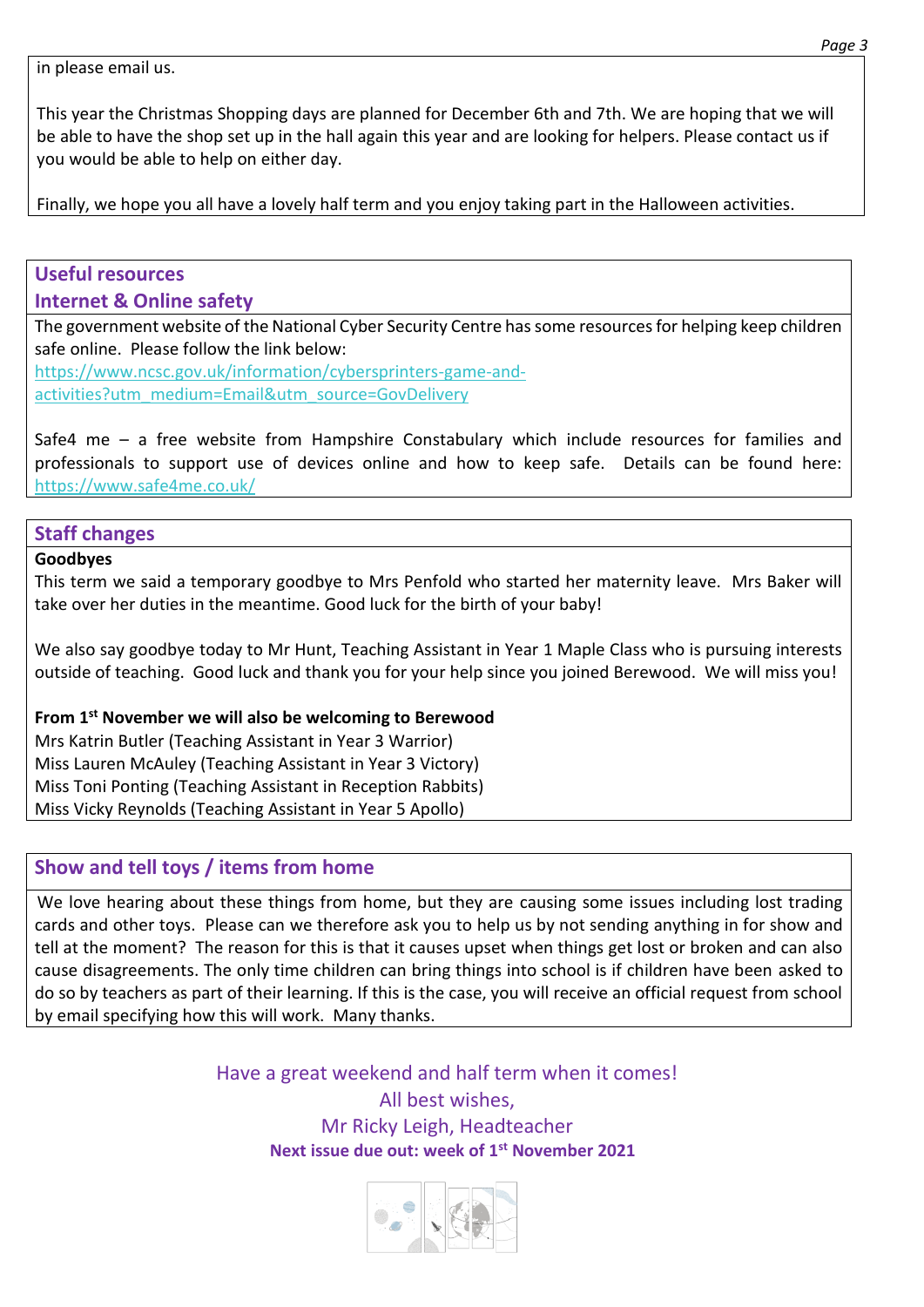in please email us.

This year the Christmas Shopping days are planned for December 6th and 7th. We are hoping that we will be able to have the shop set up in the hall again this year and are looking for helpers. Please contact us if you would be able to help on either day.

Finally, we hope you all have a lovely half term and you enjoy taking part in the Halloween activities.

## Useful resources

## Internet & Online safety

The government website of the National Cyber Security Centre has some resources for helping keep children safe online. Please follow the link below:
https://www.ncsc.gov.uk/information/cybersprinters-game-and-activities?utm_medium=Email&utm_source=GovDelivery

Safe4 me – a free website from Hampshire Constabulary which include resources for families and professionals to support use of devices online and how to keep safe. Details can be found here: https://www.safe4me.co.uk/

## Staff changes

**Goodbyes**

This term we said a temporary goodbye to Mrs Penfold who started her maternity leave. Mrs Baker will take over her duties in the meantime. Good luck for the birth of your baby!

We also say goodbye today to Mr Hunt, Teaching Assistant in Year 1 Maple Class who is pursuing interests outside of teaching. Good luck and thank you for your help since you joined Berewood. We will miss you!

**From 1st November we will also be welcoming to Berewood**

Mrs Katrin Butler (Teaching Assistant in Year 3 Warrior)
Miss Lauren McAuley (Teaching Assistant in Year 3 Victory)
Miss Toni Ponting (Teaching Assistant in Reception Rabbits)
Miss Vicky Reynolds (Teaching Assistant in Year 5 Apollo)

## Show and tell toys / items from home

We love hearing about these things from home, but they are causing some issues including lost trading cards and other toys. Please can we therefore ask you to help us by not sending anything in for show and tell at the moment? The reason for this is that it causes upset when things get lost or broken and can also cause disagreements. The only time children can bring things into school is if children have been asked to do so by teachers as part of their learning. If this is the case, you will receive an official request from school by email specifying how this will work. Many thanks.

Have a great weekend and half term when it comes!
All best wishes,
Mr Ricky Leigh, Headteacher
**Next issue due out: week of 1st November 2021**